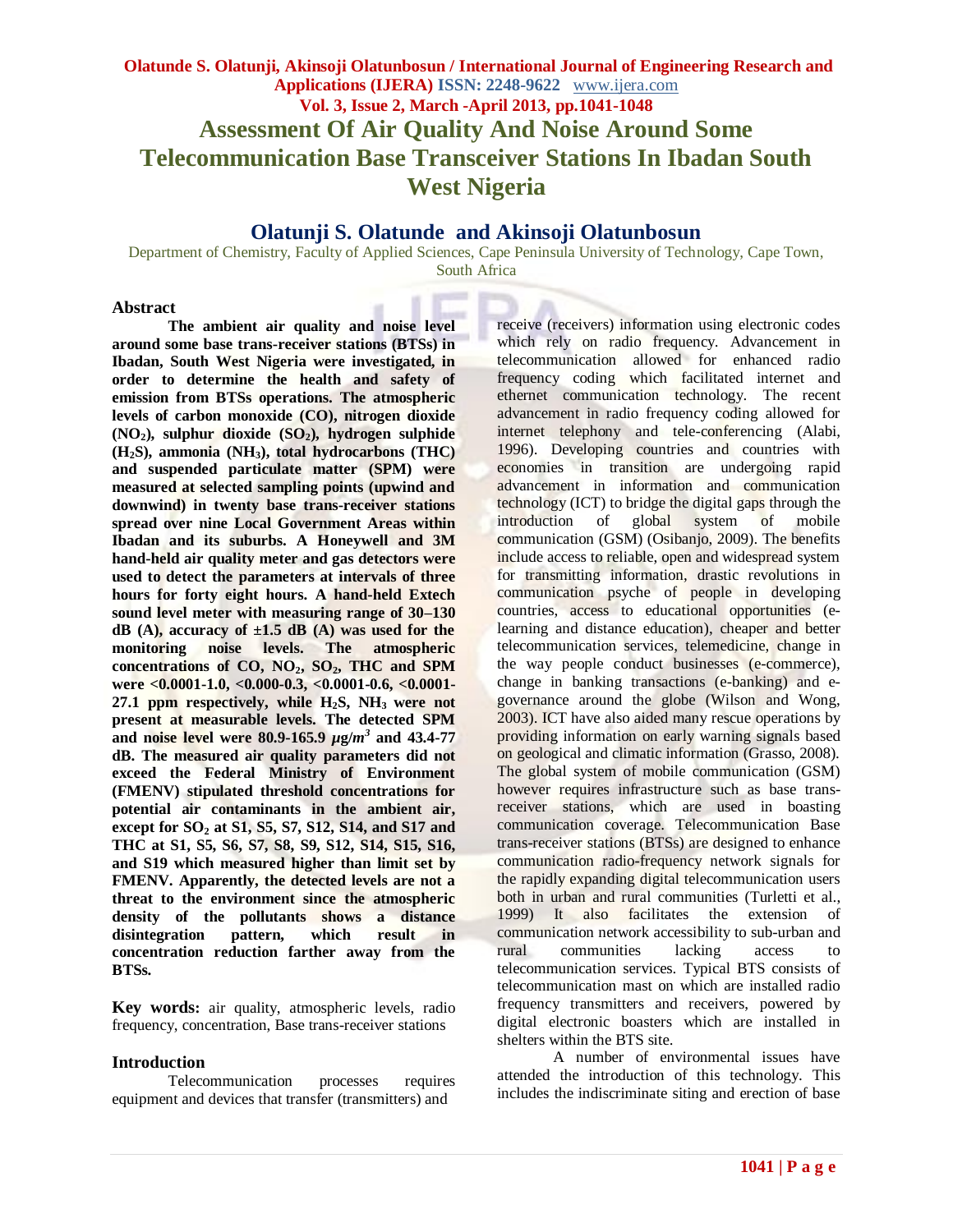# Assessment Of Air Quality And Noise Around Some Telecommunication Base Transceiver Stations In Ibadan South West Nigeria

## Olatunji S. Olatunde and Akinsoji Olatunbosun

Department of Chemistry, Faculty of Applied Sciences, Cape Peninsula University of Technology, Cape Town, South Africa

### Abstract

**The ambient air quality and noise level around some base trans-receiver stations (BTSs) in Ibadan, South West Nigeria were investigated, in order to determine the health and safety of emission from BTSs operations. The atmospheric levels of carbon monoxide (CO), nitrogen dioxide ($NO_2$), sulphur dioxide ($SO_2$), hydrogen sulphide ($H_2S$), ammonia ($NH_3$), total hydrocarbons (THC) and suspended particulate matter (SPM) were measured at selected sampling points (upwind and downwind) in twenty base trans-receiver stations spread over nine Local Government Areas within Ibadan and its suburbs. A Honeywell and 3M hand-held air quality meter and gas detectors were used to detect the parameters at intervals of three hours for forty eight hours. A hand-held Extech sound level meter with measuring range of 30–130 dB (A), accuracy of ±1.5 dB (A) was used for the monitoring noise levels. The atmospheric concentrations of CO, $NO_2$, $SO_2$, THC and SPM were <0.0001-1.0, <0.000-0.3, <0.0001-0.6, <0.0001-27.1 ppm respectively, while $H_2S$, $NH_3$ were not present at measurable levels. The detected SPM and noise level were 80.9-165.9 $\mu g/m^3$ and 43.4-77 dB. The measured air quality parameters did not exceed the Federal Ministry of Environment (FMENV) stipulated threshold concentrations for potential air contaminants in the ambient air, except for $SO_2$ at S1, S5, S7, S12, S14, and S17 and THC at S1, S5, S6, S7, S8, S9, S12, S14, S15, S16, and S19 which measured higher than limit set by FMENV. Apparently, the detected levels are not a threat to the environment since the atmospheric density of the pollutants shows a distance disintegration pattern, which result in concentration reduction farther away from the BTSs.**

**Key words:** air quality, atmospheric levels, radio frequency, concentration, Base trans-receiver stations

### Introduction

Telecommunication processes requires equipment and devices that transfer (transmitters) and receive (receivers) information using electronic codes which rely on radio frequency. Advancement in telecommunication allowed for enhanced radio frequency coding which facilitated internet and ethernet communication technology. The recent advancement in radio frequency coding allowed for internet telephony and tele-conferencing (Alabi, 1996). Developing countries and countries with economies in transition are undergoing rapid advancement in information and communication technology (ICT) to bridge the digital gaps through the introduction of global system of mobile communication (GSM) (Osibanjo, 2009). The benefits include access to reliable, open and widespread system for transmitting information, drastic revolutions in communication psyche of people in developing countries, access to educational opportunities (e-learning and distance education), cheaper and better telecommunication services, telemedicine, change in the way people conduct businesses (e-commerce), change in banking transactions (e-banking) and e-governance around the globe (Wilson and Wong, 2003). ICT have also aided many rescue operations by providing information on early warning signals based on geological and climatic information (Grasso, 2008). The global system of mobile communication (GSM) however requires infrastructure such as base trans-receiver stations, which are used in boasting communication coverage. Telecommunication Base trans-receiver stations (BTSs) are designed to enhance communication radio-frequency network signals for the rapidly expanding digital telecommunication users both in urban and rural communities (Turletti et al., 1999) It also facilitates the extension of communication network accessibility to sub-urban and rural communities lacking access to telecommunication services. Typical BTS consists of telecommunication mast on which are installed radio frequency transmitters and receivers, powered by digital electronic boasters which are installed in shelters within the BTS site.

A number of environmental issues have attended the introduction of this technology. This includes the indiscriminate siting and erection of base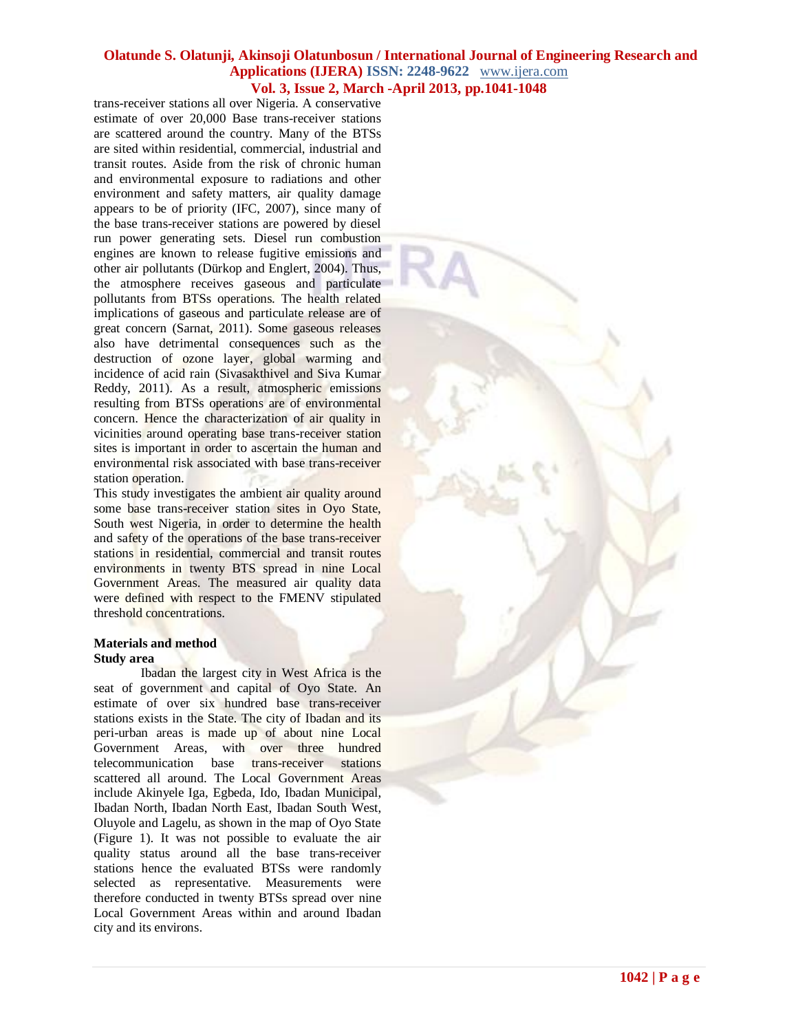trans-receiver stations all over Nigeria. A conservative estimate of over 20,000 Base trans-receiver stations are scattered around the country. Many of the BTSs are sited within residential, commercial, industrial and transit routes. Aside from the risk of chronic human and environmental exposure to radiations and other environment and safety matters, air quality damage appears to be of priority (IFC, 2007), since many of the base trans-receiver stations are powered by diesel run power generating sets. Diesel run combustion engines are known to release fugitive emissions and other air pollutants (Dürkop and Englert, 2004). Thus, the atmosphere receives gaseous and particulate pollutants from BTSs operations. The health related implications of gaseous and particulate release are of great concern (Sarnat, 2011). Some gaseous releases also have detrimental consequences such as the destruction of ozone layer, global warming and incidence of acid rain (Sivasakthivel and Siva Kumar Reddy, 2011). As a result, atmospheric emissions resulting from BTSs operations are of environmental concern. Hence the characterization of air quality in vicinities around operating base trans-receiver station sites is important in order to ascertain the human and environmental risk associated with base trans-receiver station operation.

This study investigates the ambient air quality around some base trans-receiver station sites in Oyo State, South west Nigeria, in order to determine the health and safety of the operations of the base trans-receiver stations in residential, commercial and transit routes environments in twenty BTS spread in nine Local Government Areas. The measured air quality data were defined with respect to the FMENV stipulated threshold concentrations.

## Materials and method

### Study area

Ibadan the largest city in West Africa is the seat of government and capital of Oyo State. An estimate of over six hundred base trans-receiver stations exists in the State. The city of Ibadan and its peri-urban areas is made up of about nine Local Government Areas, with over three hundred telecommunication base trans-receiver stations scattered all around. The Local Government Areas include Akinyele Iga, Egbeda, Ido, Ibadan Municipal, Ibadan North, Ibadan North East, Ibadan South West, Oluyole and Lagelu, as shown in the map of Oyo State (Figure 1). It was not possible to evaluate the air quality status around all the base trans-receiver stations hence the evaluated BTSs were randomly selected as representative. Measurements were therefore conducted in twenty BTSs spread over nine Local Government Areas within and around Ibadan city and its environs.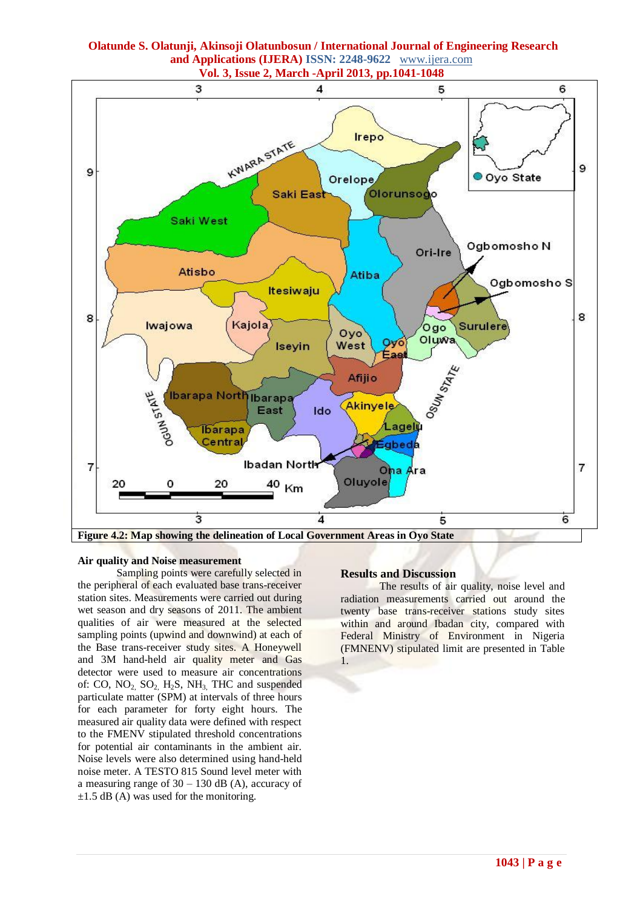Figure 4.2: Map showing the delineation of Local Government Areas in Oyo State

**Air quality and Noise measurement**

Sampling points were carefully selected in the peripheral of each evaluated base trans-receiver station sites. Measurements were carried out during wet season and dry seasons of 2011. The ambient qualities of air were measured at the selected sampling points (upwind and downwind) at each of the Base trans-receiver study sites. A Honeywell and 3M hand-held air quality meter and Gas detector were used to measure air concentrations of: CO, $NO_2$, $SO_2$, $H_2S$, $NH_3$, THC and suspended particulate matter (SPM) at intervals of three hours for each parameter for forty eight hours. The measured air quality data were defined with respect to the FMENV stipulated threshold concentrations for potential air contaminants in the ambient air. Noise levels were also determined using hand-held noise meter. A TESTO 815 Sound level meter with a measuring range of 30 – 130 dB (A), accuracy of ±1.5 dB (A) was used for the monitoring.

## Results and Discussion

The results of air quality, noise level and radiation measurements carried out around the twenty base trans-receiver stations study sites within and around Ibadan city, compared with Federal Ministry of Environment in Nigeria (FMENV) stipulated limit are presented in Table 1.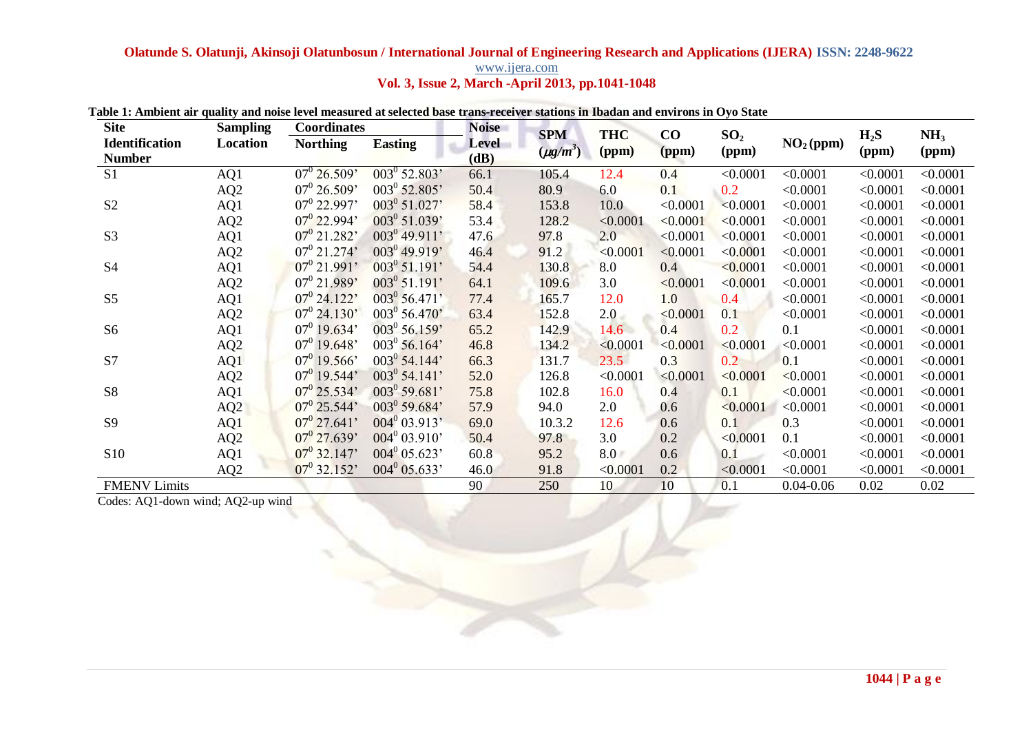**Table 1: Ambient air quality and noise level measured at selected base trans-receiver stations in Ibadan and environs in Oyo State**

| Site Identification Number | Sampling Location | Coordinates | | Noise Level (dB) | SPM ($\mu g/m^3$) | THC (ppm) | CO (ppm) | $SO_2$ (ppm) | $NO_2$ (ppm) | $H_2S$ (ppm) | $NH_3$ (ppm) |
|---|---|---|---|---|---|---|---|---|---|---|---|
| | | Northing | Easting | | | | | | | | |
| S1 | AQ1 | $07^0$ 26.509' | $003^0$ 52.803' | 66.1 | 105.4 | 12.4 | 0.4 | <0.0001 | <0.0001 | <0.0001 | <0.0001 |
| | AQ2 | $07^0$ 26.509' | $003^0$ 52.805' | 50.4 | 80.9 | 6.0 | 0.1 | 0.2 | <0.0001 | <0.0001 | <0.0001 |
| S2 | AQ1 | $07^0$ 22.997' | $003^0$ 51.027' | 58.4 | 153.8 | 10.0 | <0.0001 | <0.0001 | <0.0001 | <0.0001 | <0.0001 |
| | AQ2 | $07^0$ 22.994' | $003^0$ 51.039' | 53.4 | 128.2 | <0.0001 | <0.0001 | <0.0001 | <0.0001 | <0.0001 | <0.0001 |
| S3 | AQ1 | $07^0$ 21.282' | $003^0$ 49.911' | 47.6 | 97.8 | 2.0 | <0.0001 | <0.0001 | <0.0001 | <0.0001 | <0.0001 |
| | AQ2 | $07^0$ 21.274' | $003^0$ 49.919' | 46.4 | 91.2 | <0.0001 | <0.0001 | <0.0001 | <0.0001 | <0.0001 | <0.0001 |
| S4 | AQ1 | $07^0$ 21.991' | $003^0$ 51.191' | 54.4 | 130.8 | 8.0 | 0.4 | <0.0001 | <0.0001 | <0.0001 | <0.0001 |
| | AQ2 | $07^0$ 21.989' | $003^0$ 51.191' | 64.1 | 109.6 | 3.0 | <0.0001 | <0.0001 | <0.0001 | <0.0001 | <0.0001 |
| S5 | AQ1 | $07^0$ 24.122' | $003^0$ 56.471' | 77.4 | 165.7 | 12.0 | 1.0 | 0.4 | <0.0001 | <0.0001 | <0.0001 |
| | AQ2 | $07^0$ 24.130' | $003^0$ 56.470' | 63.4 | 152.8 | 2.0 | <0.0001 | 0.1 | <0.0001 | <0.0001 | <0.0001 |
| S6 | AQ1 | $07^0$ 19.634' | $003^0$ 56.159' | 65.2 | 142.9 | 14.6 | 0.4 | 0.2 | 0.1 | <0.0001 | <0.0001 |
| | AQ2 | $07^0$ 19.648' | $003^0$ 56.164' | 46.8 | 134.2 | <0.0001 | <0.0001 | <0.0001 | <0.0001 | <0.0001 | <0.0001 |
| S7 | AQ1 | $07^0$ 19.566' | $003^0$ 54.144' | 66.3 | 131.7 | 23.5 | 0.3 | 0.2 | 0.1 | <0.0001 | <0.0001 |
| | AQ2 | $07^0$ 19.544' | $003^0$ 54.141' | 52.0 | 126.8 | <0.0001 | <0.0001 | <0.0001 | <0.0001 | <0.0001 | <0.0001 |
| S8 | AQ1 | $07^0$ 25.534' | $003^0$ 59.681' | 75.8 | 102.8 | 16.0 | 0.4 | 0.1 | <0.0001 | <0.0001 | <0.0001 |
| | AQ2 | $07^0$ 25.544' | $003^0$ 59.684' | 57.9 | 94.0 | 2.0 | 0.6 | <0.0001 | <0.0001 | <0.0001 | <0.0001 |
| S9 | AQ1 | $07^0$ 27.641' | $004^0$ 03.913' | 69.0 | 10.3.2 | 12.6 | 0.6 | 0.1 | 0.3 | <0.0001 | <0.0001 |
| | AQ2 | $07^0$ 27.639' | $004^0$ 03.910' | 50.4 | 97.8 | 3.0 | 0.2 | <0.0001 | 0.1 | <0.0001 | <0.0001 |
| S10 | AQ1 | $07^0$ 32.147' | $004^0$ 05.623' | 60.8 | 95.2 | 8.0 | 0.6 | 0.1 | <0.0001 | <0.0001 | <0.0001 |
| | AQ2 | $07^0$ 32.152' | $004^0$ 05.633' | 46.0 | 91.8 | <0.0001 | 0.2 | <0.0001 | <0.0001 | <0.0001 | <0.0001 |
| FMENV Limits | | | | 90 | 250 | 10 | 10 | 0.1 | 0.04-0.06 | 0.02 | 0.02 |

Codes: AQ1-down wind; AQ2-up wind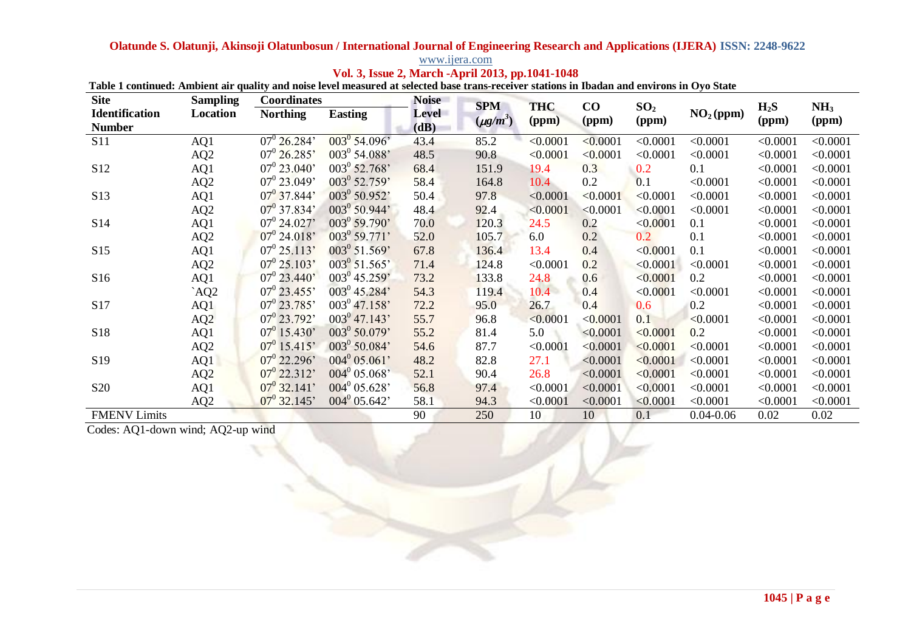**Table 1 continued: Ambient air quality and noise level measured at selected base trans-receiver stations in Ibadan and environs in Oyo State**

| Site Identification Number | Sampling Location | Coordinates | | Noise Level (dB) | SPM ($\mu g/m^3$) | THC (ppm) | CO (ppm) | $SO_2$ (ppm) | $NO_2$ (ppm) | $H_2S$ (ppm) | $NH_3$ (ppm) |
|---|---|---|---|---|---|---|---|---|---|---|---|
| | | Northing | Easting | | | | | | | | |
| S11 | AQ1 | $07^0$ 26.284' | $003^0$ 54.096' | 43.4 | 85.2 | <0.0001 | <0.0001 | <0.0001 | <0.0001 | <0.0001 | <0.0001 |
| | AQ2 | $07^0$ 26.285' | $003^0$ 54.088' | 48.5 | 90.8 | <0.0001 | <0.0001 | <0.0001 | <0.0001 | <0.0001 | <0.0001 |
| S12 | AQ1 | $07^0$ 23.040' | $003^0$ 52.768' | 68.4 | 151.9 | 19.4 | 0.3 | 0.2 | 0.1 | <0.0001 | <0.0001 |
| | AQ2 | $07^0$ 23.049' | $003^0$ 52.759' | 58.4 | 164.8 | 10.4 | 0.2 | 0.1 | <0.0001 | <0.0001 | <0.0001 |
| S13 | AQ1 | $07^0$ 37.844' | $003^0$ 50.952' | 50.4 | 97.8 | <0.0001 | <0.0001 | <0.0001 | <0.0001 | <0.0001 | <0.0001 |
| | AQ2 | $07^0$ 37.834' | $003^0$ 50.944' | 48.4 | 92.4 | <0.0001 | <0.0001 | <0.0001 | <0.0001 | <0.0001 | <0.0001 |
| S14 | AQ1 | $07^0$ 24.027' | $003^0$ 59.790' | 70.0 | 120.3 | 24.5 | 0.2 | <0.0001 | 0.1 | <0.0001 | <0.0001 |
| | AQ2 | $07^0$ 24.018' | $003^0$ 59.771' | 52.0 | 105.7 | 6.0 | 0.2 | 0.2 | 0.1 | <0.0001 | <0.0001 |
| S15 | AQ1 | $07^0$ 25.113' | $003^0$ 51.569' | 67.8 | 136.4 | 13.4 | 0.4 | <0.0001 | 0.1 | <0.0001 | <0.0001 |
| | AQ2 | $07^0$ 25.103' | $003^0$ 51.565' | 71.4 | 124.8 | <0.0001 | 0.2 | <0.0001 | <0.0001 | <0.0001 | <0.0001 |
| S16 | AQ1 | $07^0$ 23.440' | $003^0$ 45.259' | 73.2 | 133.8 | 24.8 | 0.6 | <0.0001 | 0.2 | <0.0001 | <0.0001 |
| | `AQ2 | $07^0$ 23.455' | $003^0$ 45.284' | 54.3 | 119.4 | 10.4 | 0.4 | <0.0001 | <0.0001 | <0.0001 | <0.0001 |
| S17 | AQ1 | $07^0$ 23.785' | $003^0$ 47.158' | 72.2 | 95.0 | 26.7 | 0.4 | 0.6 | 0.2 | <0.0001 | <0.0001 |
| | AQ2 | $07^0$ 23.792' | $003^0$ 47.143' | 55.7 | 96.8 | <0.0001 | <0.0001 | 0.1 | <0.0001 | <0.0001 | <0.0001 |
| S18 | AQ1 | $07^0$ 15.430' | $003^0$ 50.079' | 55.2 | 81.4 | 5.0 | <0.0001 | <0.0001 | 0.2 | <0.0001 | <0.0001 |
| | AQ2 | $07^0$ 15.415' | $003^0$ 50.084' | 54.6 | 87.7 | <0.0001 | <0.0001 | <0.0001 | <0.0001 | <0.0001 | <0.0001 |
| S19 | AQ1 | $07^0$ 22.296' | $004^0$ 05.061' | 48.2 | 82.8 | 27.1 | <0.0001 | <0.0001 | <0.0001 | <0.0001 | <0.0001 |
| | AQ2 | $07^0$ 22.312' | $004^0$ 05.068' | 52.1 | 90.4 | 26.8 | <0.0001 | <0.0001 | <0.0001 | <0.0001 | <0.0001 |
| S20 | AQ1 | $07^0$ 32.141' | $004^0$ 05.628' | 56.8 | 97.4 | <0.0001 | <0.0001 | <0.0001 | <0.0001 | <0.0001 | <0.0001 |
| | AQ2 | $07^0$ 32.145' | $004^0$ 05.642' | 58.1 | 94.3 | <0.0001 | <0.0001 | <0.0001 | <0.0001 | <0.0001 | <0.0001 |
| FMENV Limits | | | | 90 | 250 | 10 | 10 | 0.1 | 0.04-0.06 | 0.02 | 0.02 |

Codes: AQ1-down wind; AQ2-up wind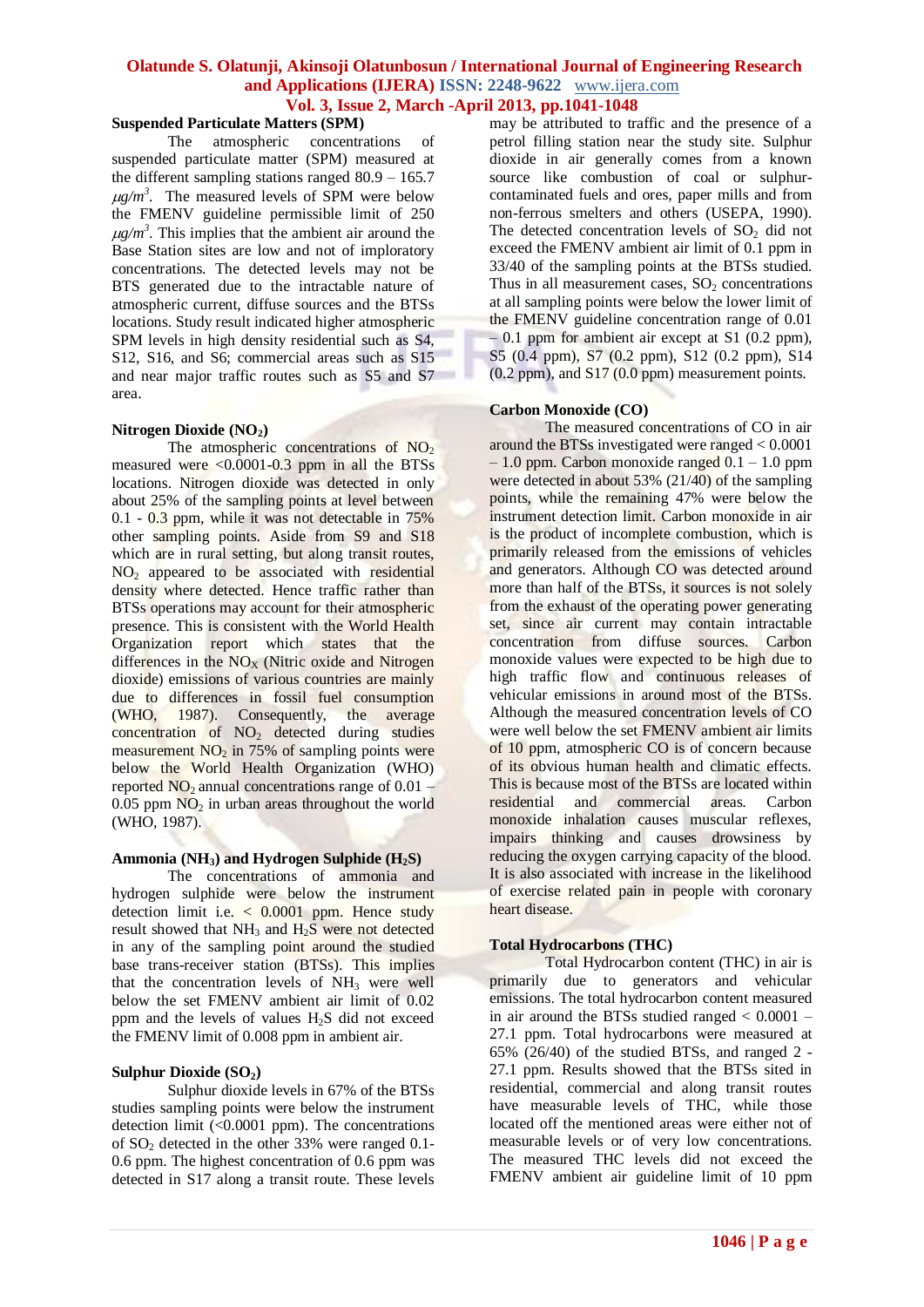### Suspended Particulate Matters (SPM)

The atmospheric concentrations of suspended particulate matter (SPM) measured at the different sampling stations ranged 80.9 – 165.7 $\mu g/m^3$. The measured levels of SPM were below the FMENV guideline permissible limit of 250 $\mu g/m^3$. This implies that the ambient air around the Base Station sites are low and not of imploratory concentrations. The detected levels may not be BTS generated due to the intractable nature of atmospheric current, diffuse sources and the BTSs locations. Study result indicated higher atmospheric SPM levels in high density residential such as S4, S12, S16, and S6; commercial areas such as S15 and near major traffic routes such as S5 and S7 area.

### Nitrogen Dioxide ($NO_2$)

The atmospheric concentrations of $NO_2$ measured were <0.0001-0.3 ppm in all the BTSs locations. Nitrogen dioxide was detected in only about 25% of the sampling points at level between 0.1 - 0.3 ppm, while it was not detectable in 75% other sampling points. Aside from S9 and S18 which are in rural setting, but along transit routes, $NO_2$ appeared to be associated with residential density where detected. Hence traffic rather than BTSs operations may account for their atmospheric presence. This is consistent with the World Health Organization report which states that the differences in the $NO_X$ (Nitric oxide and Nitrogen dioxide) emissions of various countries are mainly due to differences in fossil fuel consumption (WHO, 1987). Consequently, the average concentration of $NO_2$ detected during studies measurement $NO_2$ in 75% of sampling points were below the World Health Organization (WHO) reported $NO_2$ annual concentrations range of 0.01 – 0.05 ppm $NO_2$ in urban areas throughout the world (WHO, 1987).

### Ammonia ($NH_3$) and Hydrogen Sulphide ($H_2S$)

The concentrations of ammonia and hydrogen sulphide were below the instrument detection limit i.e. < 0.0001 ppm. Hence study result showed that $NH_3$ and $H_2S$ were not detected in any of the sampling point around the studied base trans-receiver station (BTSs). This implies that the concentration levels of $NH_3$ were well below the set FMENV ambient air limit of 0.02 ppm and the levels of values $H_2S$ did not exceed the FMENV limit of 0.008 ppm in ambient air.

### Sulphur Dioxide ($SO_2$)

Sulphur dioxide levels in 67% of the BTSs studies sampling points were below the instrument detection limit (<0.0001 ppm). The concentrations of $SO_2$ detected in the other 33% were ranged 0.1-0.6 ppm. The highest concentration of 0.6 ppm was detected in S17 along a transit route. These levels may be attributed to traffic and the presence of a petrol filling station near the study site. Sulphur dioxide in air generally comes from a known source like combustion of coal or sulphur-contaminated fuels and ores, paper mills and from non-ferrous smelters and others (USEPA, 1990). The detected concentration levels of $SO_2$ did not exceed the FMENV ambient air limit of 0.1 ppm in 33/40 of the sampling points at the BTSs studied. Thus in all measurement cases, $SO_2$ concentrations at all sampling points were below the lower limit of the FMENV guideline concentration range of 0.01 – 0.1 ppm for ambient air except at S1 (0.2 ppm), S5 (0.4 ppm), S7 (0.2 ppm), S12 (0.2 ppm), S14 (0.2 ppm), and S17 (0.0 ppm) measurement points.

### Carbon Monoxide (CO)

The measured concentrations of CO in air around the BTSs investigated were ranged < 0.0001 – 1.0 ppm. Carbon monoxide ranged 0.1 – 1.0 ppm were detected in about 53% (21/40) of the sampling points, while the remaining 47% were below the instrument detection limit. Carbon monoxide in air is the product of incomplete combustion, which is primarily released from the emissions of vehicles and generators. Although CO was detected around more than half of the BTSs, it sources is not solely from the exhaust of the operating power generating set, since air current may contain intractable concentration from diffuse sources. Carbon monoxide values were expected to be high due to high traffic flow and continuous releases of vehicular emissions in around most of the BTSs. Although the measured concentration levels of CO were well below the set FMENV ambient air limits of 10 ppm, atmospheric CO is of concern because of its obvious human health and climatic effects. This is because most of the BTSs are located within residential and commercial areas. Carbon monoxide inhalation causes muscular reflexes, impairs thinking and causes drowsiness by reducing the oxygen carrying capacity of the blood. It is also associated with increase in the likelihood of exercise related pain in people with coronary heart disease.

### Total Hydrocarbons (THC)

Total Hydrocarbon content (THC) in air is primarily due to generators and vehicular emissions. The total hydrocarbon content measured in air around the BTSs studied ranged < 0.0001 – 27.1 ppm. Total hydrocarbons were measured at 65% (26/40) of the studied BTSs, and ranged 2 - 27.1 ppm. Results showed that the BTSs sited in residential, commercial and along transit routes have measurable levels of THC, while those located off the mentioned areas were either not of measurable levels or of very low concentrations. The measured THC levels did not exceed the FMENV ambient air guideline limit of 10 ppm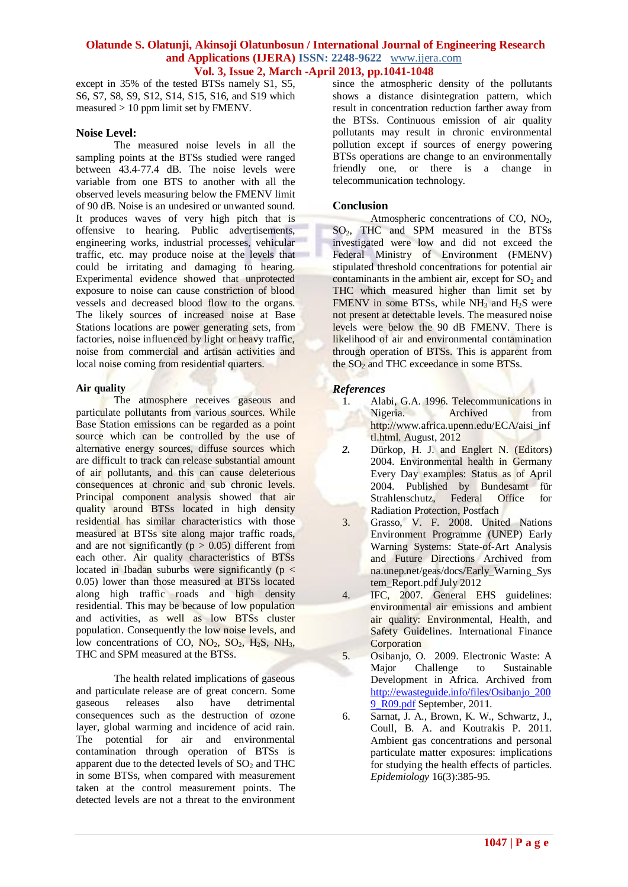except in 35% of the tested BTSs namely S1, S5, S6, S7, S8, S9, S12, S14, S15, S16, and S19 which measured > 10 ppm limit set by FMENV.

## Noise Level:

The measured noise levels in all the sampling points at the BTSs studied were ranged between 43.4-77.4 dB. The noise levels were variable from one BTS to another with all the observed levels measuring below the FMENV limit of 90 dB. Noise is an undesired or unwanted sound. It produces waves of very high pitch that is offensive to hearing. Public advertisements, engineering works, industrial processes, vehicular traffic, etc. may produce noise at the levels that could be irritating and damaging to hearing. Experimental evidence showed that unprotected exposure to noise can cause constriction of blood vessels and decreased blood flow to the organs. The likely sources of increased noise at Base Stations locations are power generating sets, from factories, noise influenced by light or heavy traffic, noise from commercial and artisan activities and local noise coming from residential quarters.

## Air quality

The atmosphere receives gaseous and particulate pollutants from various sources. While Base Station emissions can be regarded as a point source which can be controlled by the use of alternative energy sources, diffuse sources which are difficult to track can release substantial amount of air pollutants, and this can cause deleterious consequences at chronic and sub chronic levels. Principal component analysis showed that air quality around BTSs located in high density residential has similar characteristics with those measured at BTSs site along major traffic roads, and are not significantly ($p > 0.05$) different from each other. Air quality characteristics of BTSs located in Ibadan suburbs were significantly ($p < 0.05$) lower than those measured at BTSs located along high traffic roads and high density residential. This may be because of low population and activities, as well as low BTSs cluster population. Consequently the low noise levels, and low concentrations of CO, $NO_2$, $SO_2$, $H_2S$, $NH_3$, THC and SPM measured at the BTSs.

The health related implications of gaseous and particulate release are of great concern. Some gaseous releases also have detrimental consequences such as the destruction of ozone layer, global warming and incidence of acid rain. The potential for air and environmental contamination through operation of BTSs is apparent due to the detected levels of $SO_2$ and THC in some BTSs, when compared with measurement taken at the control measurement points. The detected levels are not a threat to the environment since the atmospheric density of the pollutants shows a distance disintegration pattern, which result in concentration reduction farther away from the BTSs. Continuous emission of air quality pollutants may result in chronic environmental pollution except if sources of energy powering BTSs operations are change to an environmentally friendly one, or there is a change in telecommunication technology.

## Conclusion

Atmospheric concentrations of CO, $NO_2$, $SO_2$, THC and SPM measured in the BTSs investigated were low and did not exceed the Federal Ministry of Environment (FMENV) stipulated threshold concentrations for potential air contaminants in the ambient air, except for $SO_2$ and THC which measured higher than limit set by FMENV in some BTSs, while $NH_3$ and $H_2S$ were not present at detectable levels. The measured noise levels were below the 90 dB FMENV. There is likelihood of air and environmental contamination through operation of BTSs. This is apparent from the $SO_2$ and THC exceedance in some BTSs.

## *References*

1. Alabi, G.A. 1996. Telecommunications in Nigeria. Archived from http://www.africa.upenn.edu/ECA/aisi_inftl.html. August, 2012
2. Dürkop, H. J. and Englert N. (Editors) 2004. Environmental health in Germany Every Day examples: Status as of April 2004. Published by Bundesamt für Strahlenschutz, Federal Office for Radiation Protection, Postfach
3. Grasso, V. F. 2008. United Nations Environment Programme (UNEP) Early Warning Systems: State-of-Art Analysis and Future Directions Archived from na.unep.net/geas/docs/Early_Warning_System_Report.pdf July 2012
4. IFC, 2007. General EHS guidelines: environmental air emissions and ambient air quality: Environmental, Health, and Safety Guidelines. International Finance Corporation
5. Osibanjo, O. 2009. Electronic Waste: A Major Challenge to Sustainable Development in Africa. Archived from http://ewasteguide.info/files/Osibanjo_2009_R09.pdf September, 2011.
6. Sarnat, J. A., Brown, K. W., Schwartz, J., Coull, B. A. and Koutrakis P. 2011. Ambient gas concentrations and personal particulate matter exposures: implications for studying the health effects of particles. *Epidemiology* 16(3):385-95.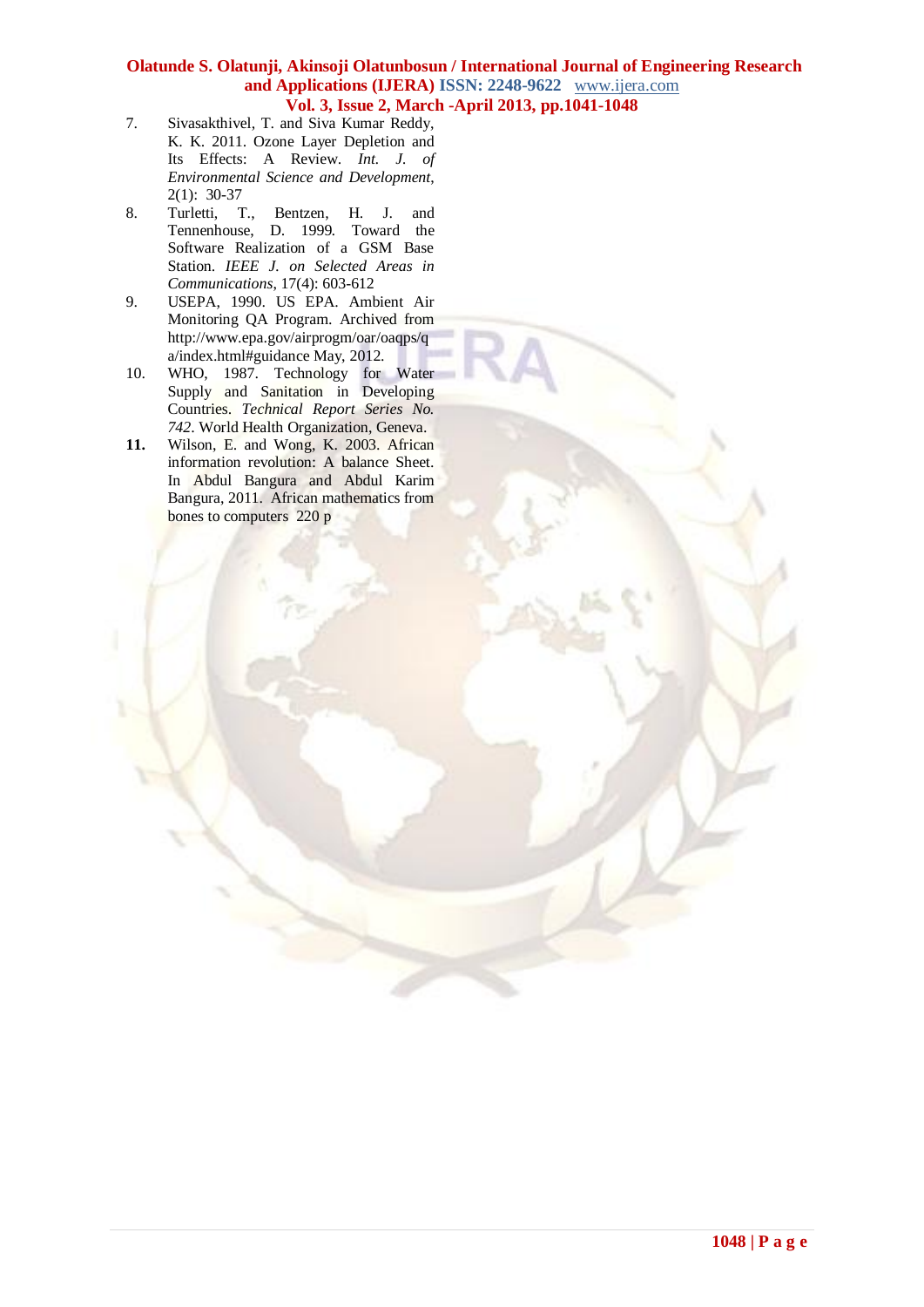7. Sivasakthivel, T. and Siva Kumar Reddy, K. K. 2011. Ozone Layer Depletion and Its Effects: A Review. *Int. J. of Environmental Science and Development*, 2(1): 30-37
8. Turletti, T., Bentzen, H. J. and Tennenhouse, D. 1999. Toward the Software Realization of a GSM Base Station. *IEEE J. on Selected Areas in Communications*, 17(4): 603-612
9. USEPA, 1990. US EPA. Ambient Air Monitoring QA Program. Archived from http://www.epa.gov/airprogm/oar/oaqps/qa/index.html#guidance May, 2012.
10. WHO, 1987. Technology for Water Supply and Sanitation in Developing Countries. *Technical Report Series No. 742*. World Health Organization, Geneva.
11. Wilson, E. and Wong, K. 2003. African information revolution: A balance Sheet. In Abdul Bangura and Abdul Karim Bangura, 2011. African mathematics from bones to computers 220 p